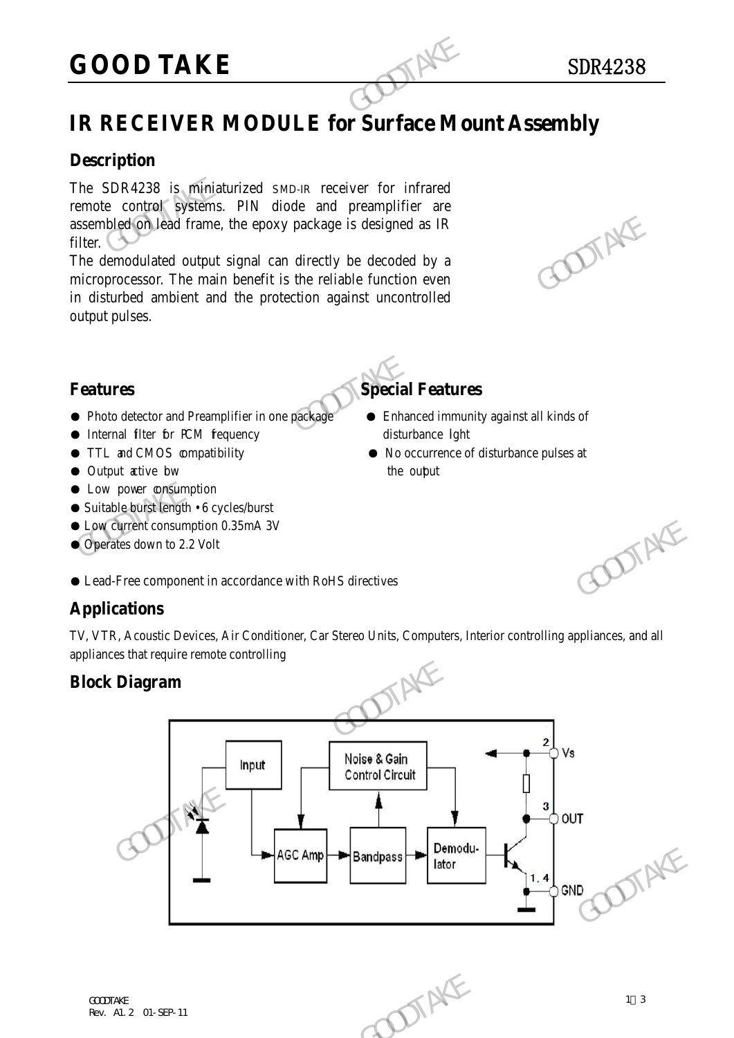# GOOD TAKE

SDR4238

# IR RECEIVER MODULE for Surface Mount Assembly

## Description

The SDR4238 is miniaturized SMD-IR receiver for infrared remote control systems. PIN diode and preamplifier are assembled on lead frame, the epoxy package is designed as IR filter.

The demodulated output signal can directly be decoded by a microprocessor. The main benefit is the reliable function even in disturbed ambient and the protection against uncontrolled output pulses.

## Features

- Photo detector and Preamplifier in one package
- Internal filter for PCM frequency
- TTL and CMOS compatibility
- Output active low
- Low power consumption
- Suitable burst length • 6 cycles/burst
- Low current consumption 0.35mA 3V
- Operates down to 2.2 Volt
- Lead-Free component in accordance with RoHS directives

## Special Features

- Enhanced immunity against all kinds of disturbance light
- No occurrence of disturbance pulses at the output

## Applications

TV, VTR, Acoustic Devices, Air Conditioner, Car Stereo Units, Computers, Interior controlling appliances, and all appliances that require remote controlling

## Block Diagram

Input · Noise & Gain Control Circuit · AGC Amp · Bandpass · Demodulator · 2 Vs · 3 OUT · 1, 4 GND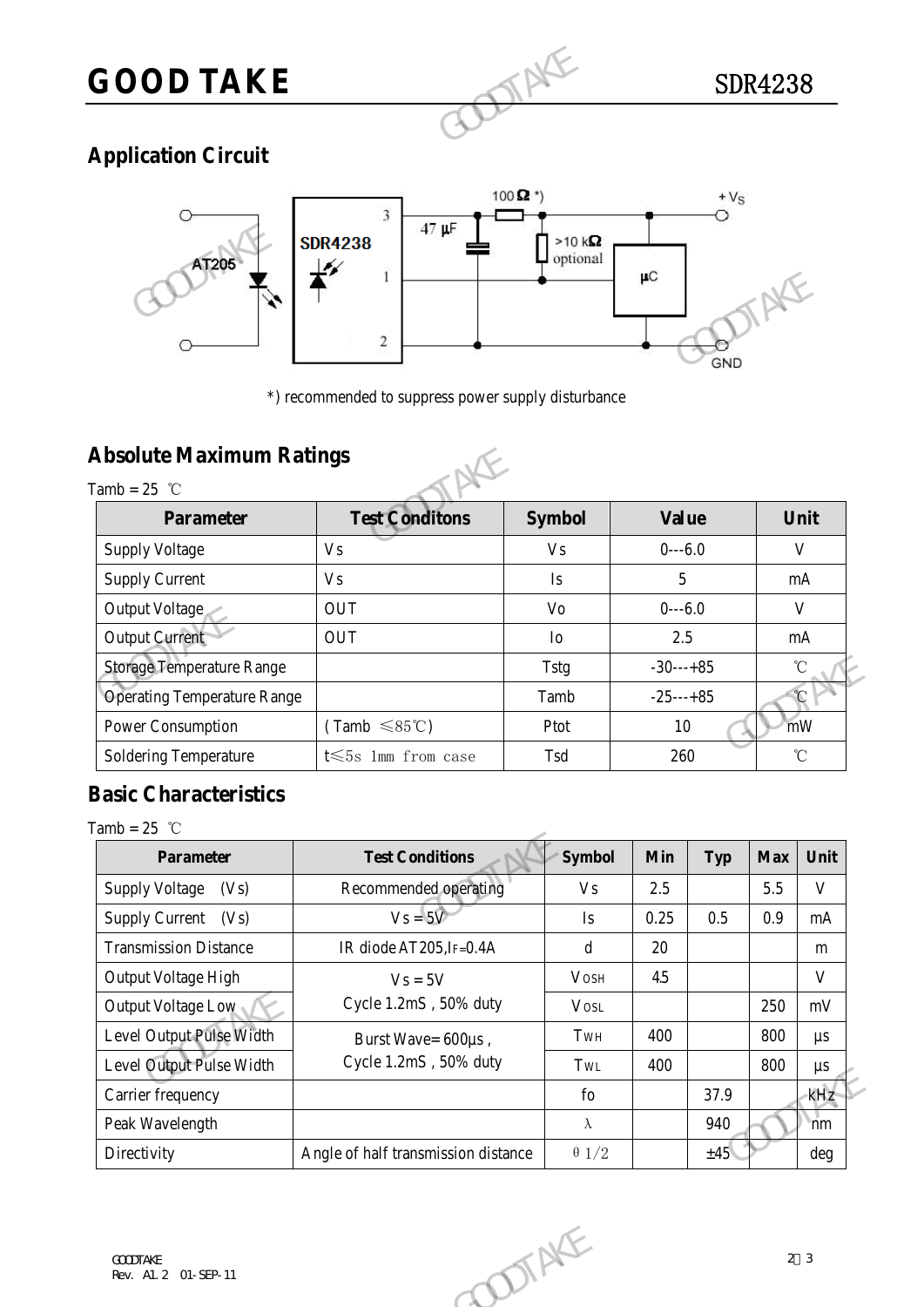## Application Circuit

*) recommended to suppress power supply disturbance

## Absolute Maximum Ratings

Tamb = 25 ℃

| Parameter | Test Conditons | Symbol | Value | Unit |
|---|---|---|---|---|
| Supply Voltage | Vs | Vs | 0---6.0 | V |
| Supply Current | Vs | Is | 5 | mA |
| Output Voltage | OUT | Vo | 0---6.0 | V |
| Output Current | OUT | Io | 2.5 | mA |
| Storage Temperature Range | | Tstg | -30---+85 | ℃ |
| Operating Temperature Range | | Tamb | -25---+85 | ℃ |
| Power Consumption | (Tamb ≤85℃) | Ptot | 10 | mW |
| Soldering Temperature | t≤5s 1mm from case | Tsd | 260 | ℃ |

## Basic Characteristics

Tamb = 25 ℃

| Parameter | Test Conditions | Symbol | Min | Typ | Max | Unit |
|---|---|---|---|---|---|---|
| Supply Voltage (Vs) | Recommended operating | Vs | 2.5 | | 5.5 | V |
| Supply Current (Vs) | Vs = 5V | Is | 0.25 | 0.5 | 0.9 | mA |
| Transmission Distance | IR diode AT205, $I_F$=0.4A | d | 20 | | | m |
| Output Voltage High | Vs = 5V<br>Cycle 1.2mS , 50% duty | $V_{OSH}$ | 4.5 | | | V |
| Output Voltage Low | | $V_{OSL}$ | | | 250 | mV |
| Level Output Pulse Width | Burst Wave= 600µs ,<br>Cycle 1.2mS , 50% duty | $T_{WH}$ | 400 | | 800 | µs |
| Level Output Pulse Width | | $T_{WL}$ | 400 | | 800 | µs |
| Carrier frequency | | fo | | 37.9 | | kHz |
| Peak Wavelength | | λ | | 940 | | nm |
| Directivity | Angle of half transmission distance | θ1/2 | | ±45 | | deg |

GOODTAKE
Rev. A1.2 01-SEP-11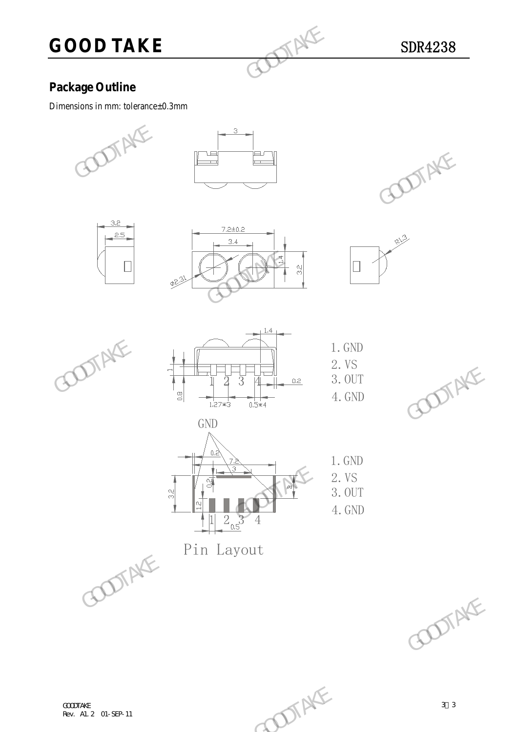## Package Outline

Dimensions in mm: tolerance±0.3mm

3

3.2

2.5

7.2±0.2

3.4

1.4

3.2

Φ2.31

R1.3

1.4

1

0.8

1 2 3 4

0.2

1.27*3

0.5*4

1. GND
2. VS
3. OUT
4. GND

GND

0.2

7.2

3

0.2

3.2

2

1.2

1 2 3 4

0.5

1. GND
2. VS
3. OUT
4. GND

Pin Layout